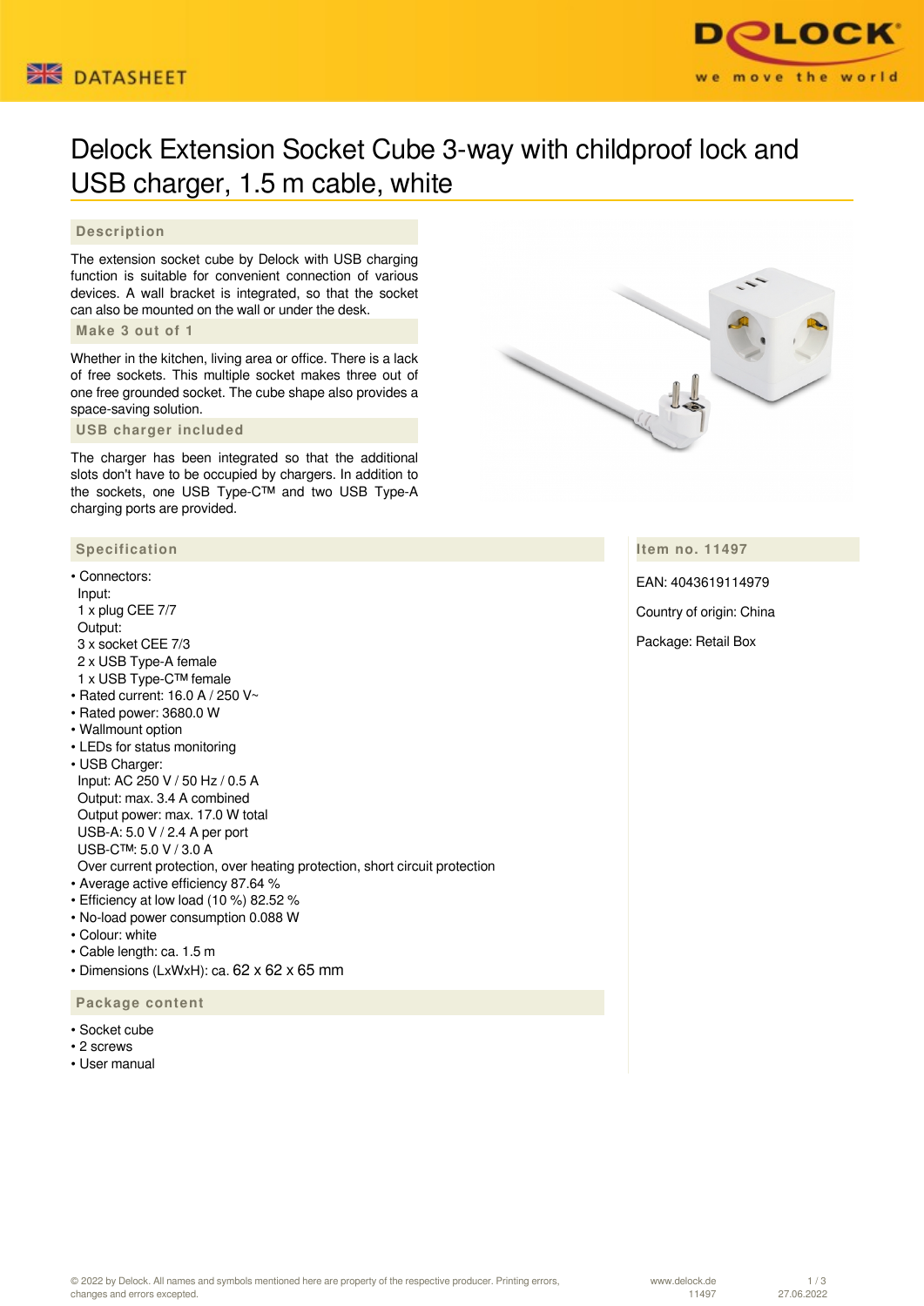# Delock Extension Socket Cube 3-way with childproof lock and USB charger, 1.5 m cable, white

## Description

The extension socket cube by Delock with USB charging function is suitable for convenient connection of various devices. A wall bracket is integrated, so that the socket can also be mounted on the wall or under the desk.

## Make 3 out of 1

Whether in the kitchen, living area or office. There is a lack of free sockets. This multiple socket makes three out of one free grounded socket. The cube shape also provides a space-saving solution.

## USB charger included

The charger has been integrated so that the additional slots don't have to be occupied by chargers. In addition to the sockets, one USB Type-C™ and two USB Type-A charging ports are provided.

## Specification

- Connectors:
  Input:
  1 x plug CEE 7/7
  Output:
  3 x socket CEE 7/3
  2 x USB Type-A female
  1 x USB Type-C™ female
- Rated current: 16.0 A / 250 V~
- Rated power: 3680.0 W
- Wallmount option
- LEDs for status monitoring
- USB Charger:
  Input: AC 250 V / 50 Hz / 0.5 A
  Output: max. 3.4 A combined
  Output power: max. 17.0 W total
  USB-A: 5.0 V / 2.4 A per port
  USB-C™: 5.0 V / 3.0 A
  Over current protection, over heating protection, short circuit protection
- Average active efficiency 87.64 %
- Efficiency at low load (10 %) 82.52 %
- No-load power consumption 0.088 W
- Colour: white
- Cable length: ca. 1.5 m
- Dimensions (LxWxH): ca. 62 x 62 x 65 mm

## Package content

- Socket cube
- 2 screws
- User manual

## Item no. 11497

EAN: 4043619114979

Country of origin: China

Package: Retail Box

© 2022 by Delock. All names and symbols mentioned here are property of the respective producer. Printing errors, changes and errors excepted.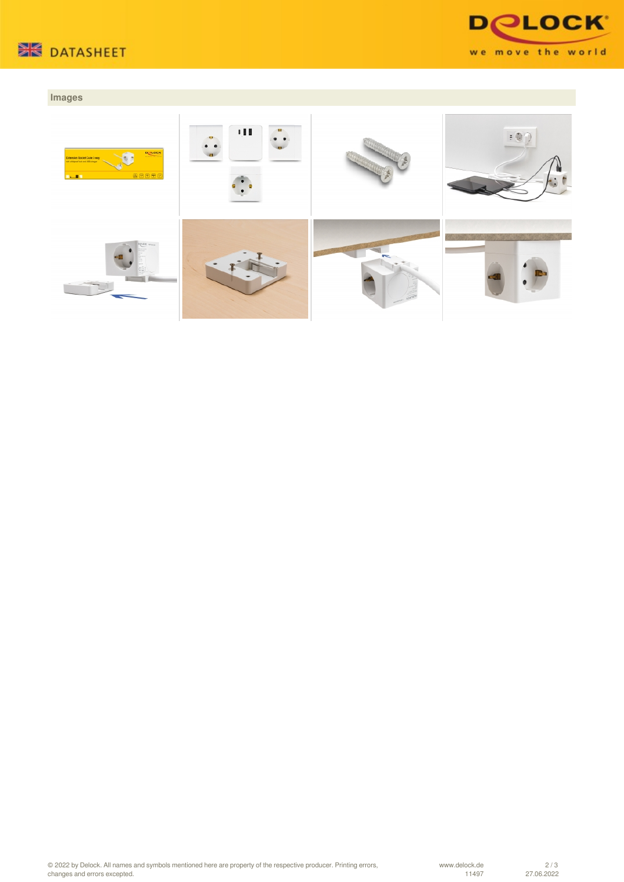## Images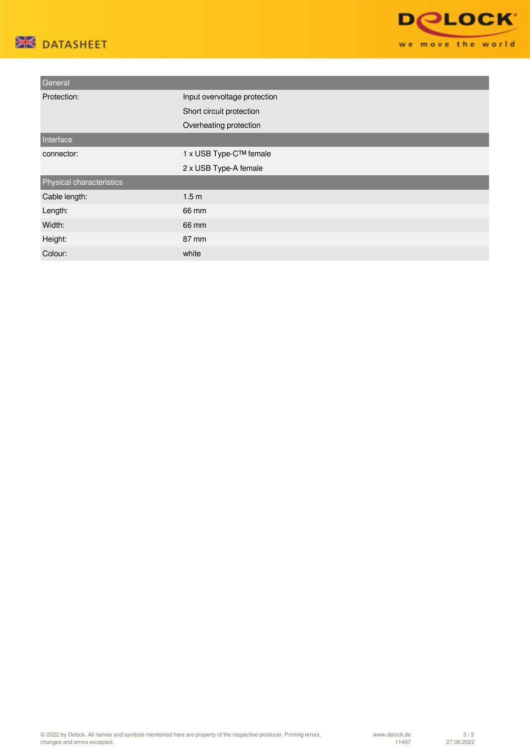| | |
|---|---|
| **General** | |
| Protection: | Input overvoltage protection |
| | Short circuit protection |
| | Overheating protection |
| **Interface** | |
| connector: | 1 x USB Type-C™ female |
| | 2 x USB Type-A female |
| **Physical characteristics** | |
| Cable length: | 1.5 m |
| Length: | 66 mm |
| Width: | 66 mm |
| Height: | 87 mm |
| Colour: | white |

© 2022 by Delock. All names and symbols mentioned here are property of the respective producer. Printing errors, changes and errors excepted.

www.delock.de
11497

27.06.2022